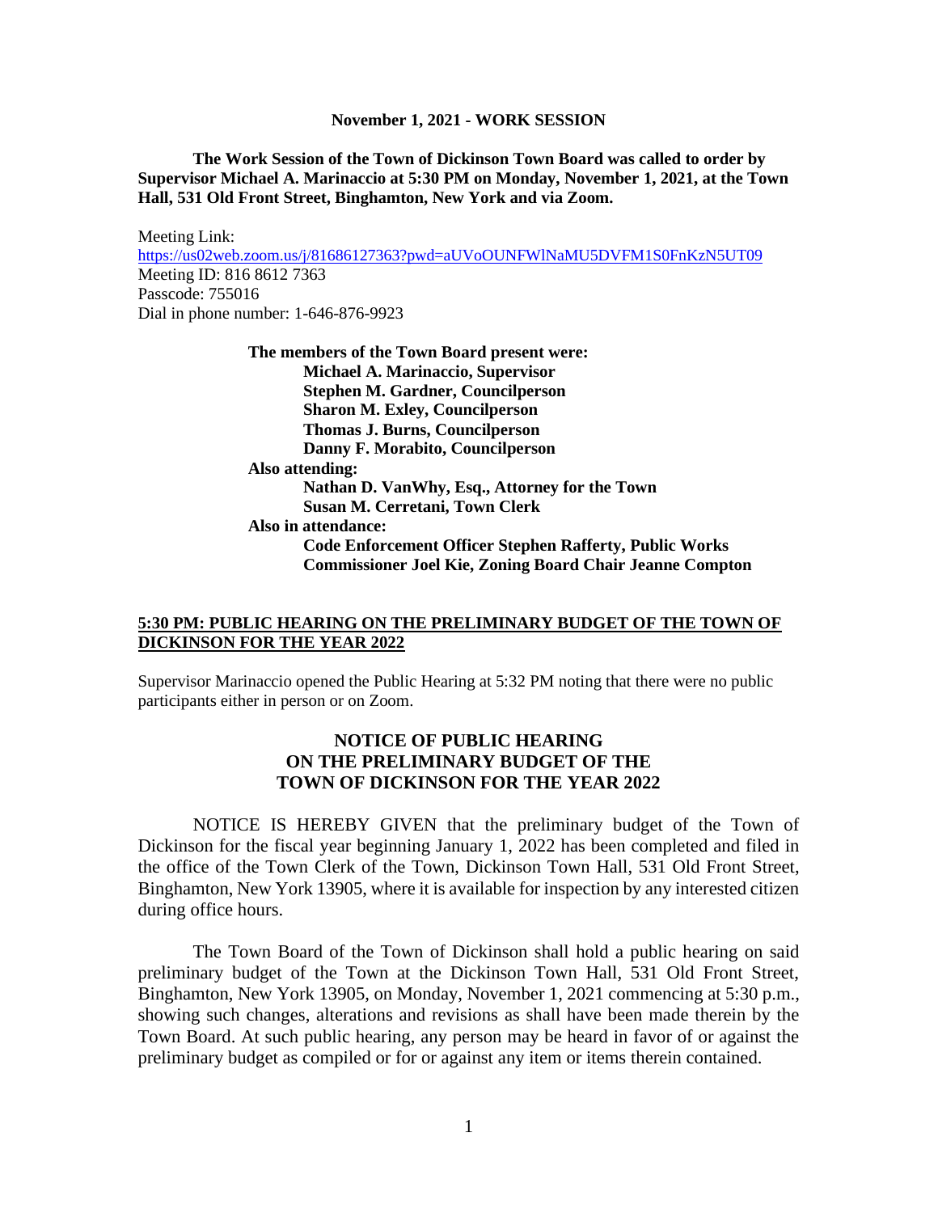**November 1, 2021 - WORK SESSION**

**The Work Session of the Town of Dickinson Town Board was called to order by Supervisor Michael A. Marinaccio at 5:30 PM on Monday, November 1, 2021, at the Town Hall, 531 Old Front Street, Binghamton, New York and via Zoom.**

Meeting Link:
https://us02web.zoom.us/j/81686127363?pwd=aUVoOUNFWlNaMU5DVFM1S0FnKzN5UT09
Meeting ID: 816 8612 7363
Passcode: 755016
Dial in phone number: 1-646-876-9923

**The members of the Town Board present were:**
**Michael A. Marinaccio, Supervisor**
**Stephen M. Gardner, Councilperson**
**Sharon M. Exley, Councilperson**
**Thomas J. Burns, Councilperson**
**Danny F. Morabito, Councilperson**

**Also attending:**
**Nathan D. VanWhy, Esq., Attorney for the Town**
**Susan M. Cerretani, Town Clerk**

**Also in attendance:**
**Code Enforcement Officer Stephen Rafferty, Public Works Commissioner Joel Kie, Zoning Board Chair Jeanne Compton**

**5:30 PM: PUBLIC HEARING ON THE PRELIMINARY BUDGET OF THE TOWN OF DICKINSON FOR THE YEAR 2022**

Supervisor Marinaccio opened the Public Hearing at 5:32 PM noting that there were no public participants either in person or on Zoom.

**NOTICE OF PUBLIC HEARING ON THE PRELIMINARY BUDGET OF THE TOWN OF DICKINSON FOR THE YEAR 2022**

NOTICE IS HEREBY GIVEN that the preliminary budget of the Town of Dickinson for the fiscal year beginning January 1, 2022 has been completed and filed in the office of the Town Clerk of the Town, Dickinson Town Hall, 531 Old Front Street, Binghamton, New York 13905, where it is available for inspection by any interested citizen during office hours.

The Town Board of the Town of Dickinson shall hold a public hearing on said preliminary budget of the Town at the Dickinson Town Hall, 531 Old Front Street, Binghamton, New York 13905, on Monday, November 1, 2021 commencing at 5:30 p.m., showing such changes, alterations and revisions as shall have been made therein by the Town Board. At such public hearing, any person may be heard in favor of or against the preliminary budget as compiled or for or against any item or items therein contained.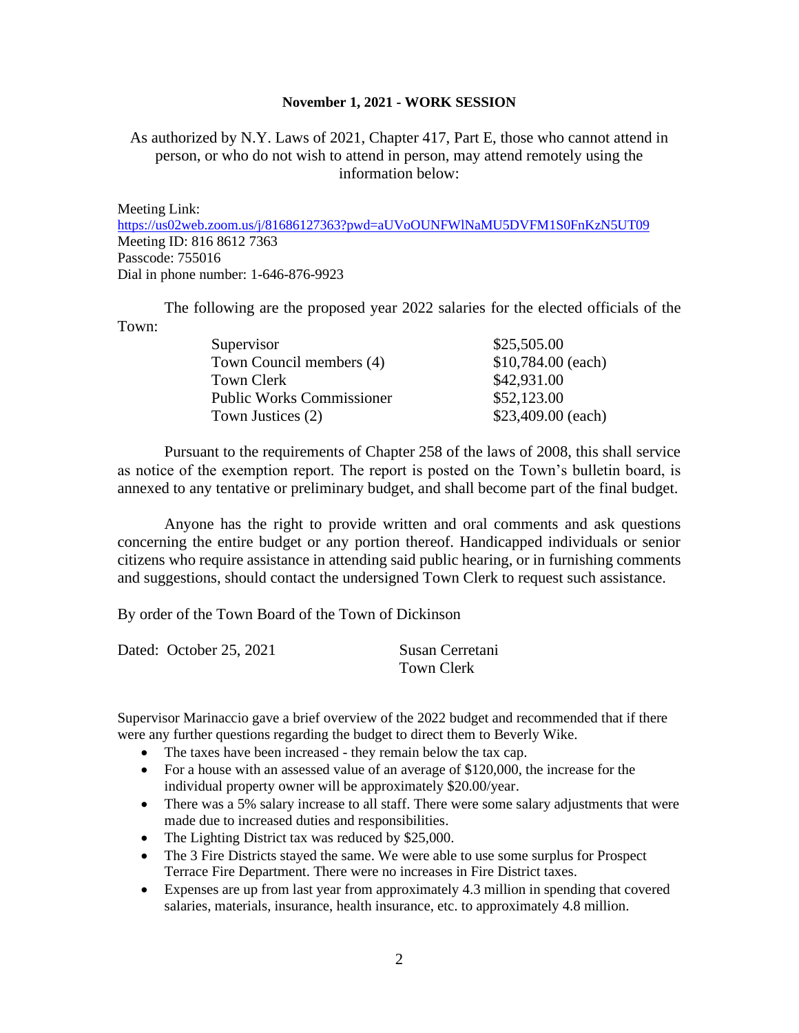**November 1, 2021 - WORK SESSION**

As authorized by N.Y. Laws of 2021, Chapter 417, Part E, those who cannot attend in person, or who do not wish to attend in person, may attend remotely using the information below:

Meeting Link:
https://us02web.zoom.us/j/81686127363?pwd=aUVoOUNFWlNaMU5DVFM1S0FnKzN5UT09
Meeting ID: 816 8612 7363
Passcode: 755016
Dial in phone number: 1-646-876-9923

The following are the proposed year 2022 salaries for the elected officials of the Town:

| | |
|---|---|
| Supervisor | $25,505.00 |
| Town Council members (4) | $10,784.00 (each) |
| Town Clerk | $42,931.00 |
| Public Works Commissioner | $52,123.00 |
| Town Justices (2) | $23,409.00 (each) |

Pursuant to the requirements of Chapter 258 of the laws of 2008, this shall service as notice of the exemption report. The report is posted on the Town's bulletin board, is annexed to any tentative or preliminary budget, and shall become part of the final budget.

Anyone has the right to provide written and oral comments and ask questions concerning the entire budget or any portion thereof. Handicapped individuals or senior citizens who require assistance in attending said public hearing, or in furnishing comments and suggestions, should contact the undersigned Town Clerk to request such assistance.

By order of the Town Board of the Town of Dickinson

Dated: October 25, 2021

Susan Cerretani
Town Clerk

Supervisor Marinaccio gave a brief overview of the 2022 budget and recommended that if there were any further questions regarding the budget to direct them to Beverly Wike.

- The taxes have been increased - they remain below the tax cap.
- For a house with an assessed value of an average of $120,000, the increase for the individual property owner will be approximately $20.00/year.
- There was a 5% salary increase to all staff. There were some salary adjustments that were made due to increased duties and responsibilities.
- The Lighting District tax was reduced by $25,000.
- The 3 Fire Districts stayed the same. We were able to use some surplus for Prospect Terrace Fire Department. There were no increases in Fire District taxes.
- Expenses are up from last year from approximately 4.3 million in spending that covered salaries, materials, insurance, health insurance, etc. to approximately 4.8 million.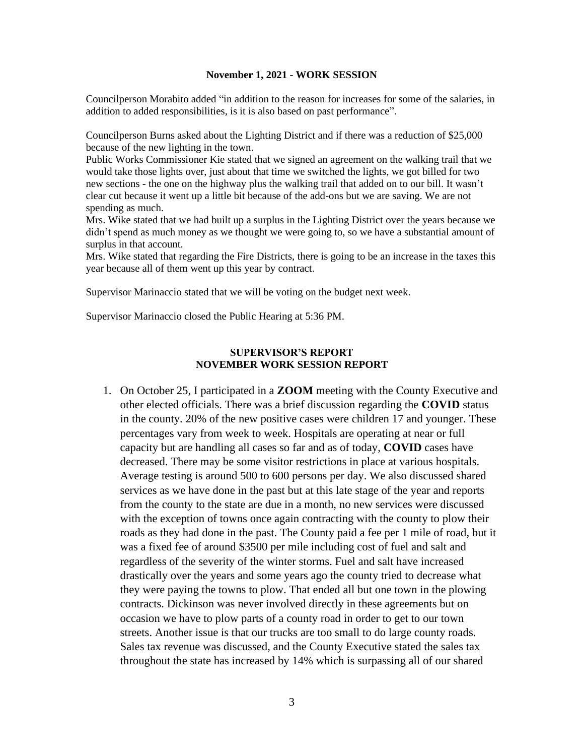**November 1, 2021 - WORK SESSION**

Councilperson Morabito added "in addition to the reason for increases for some of the salaries, in addition to added responsibilities, is it is also based on past performance".

Councilperson Burns asked about the Lighting District and if there was a reduction of $25,000 because of the new lighting in the town.

Public Works Commissioner Kie stated that we signed an agreement on the walking trail that we would take those lights over, just about that time we switched the lights, we got billed for two new sections - the one on the highway plus the walking trail that added on to our bill. It wasn't clear cut because it went up a little bit because of the add-ons but we are saving. We are not spending as much.

Mrs. Wike stated that we had built up a surplus in the Lighting District over the years because we didn't spend as much money as we thought we were going to, so we have a substantial amount of surplus in that account.

Mrs. Wike stated that regarding the Fire Districts, there is going to be an increase in the taxes this year because all of them went up this year by contract.

Supervisor Marinaccio stated that we will be voting on the budget next week.

Supervisor Marinaccio closed the Public Hearing at 5:36 PM.

**SUPERVISOR'S REPORT**
**NOVEMBER WORK SESSION REPORT**

1. On October 25, I participated in a **ZOOM** meeting with the County Executive and other elected officials. There was a brief discussion regarding the **COVID** status in the county. 20% of the new positive cases were children 17 and younger. These percentages vary from week to week. Hospitals are operating at near or full capacity but are handling all cases so far and as of today, **COVID** cases have decreased. There may be some visitor restrictions in place at various hospitals. Average testing is around 500 to 600 persons per day. We also discussed shared services as we have done in the past but at this late stage of the year and reports from the county to the state are due in a month, no new services were discussed with the exception of towns once again contracting with the county to plow their roads as they had done in the past. The County paid a fee per 1 mile of road, but it was a fixed fee of around $3500 per mile including cost of fuel and salt and regardless of the severity of the winter storms. Fuel and salt have increased drastically over the years and some years ago the county tried to decrease what they were paying the towns to plow. That ended all but one town in the plowing contracts. Dickinson was never involved directly in these agreements but on occasion we have to plow parts of a county road in order to get to our town streets. Another issue is that our trucks are too small to do large county roads. Sales tax revenue was discussed, and the County Executive stated the sales tax throughout the state has increased by 14% which is surpassing all of our shared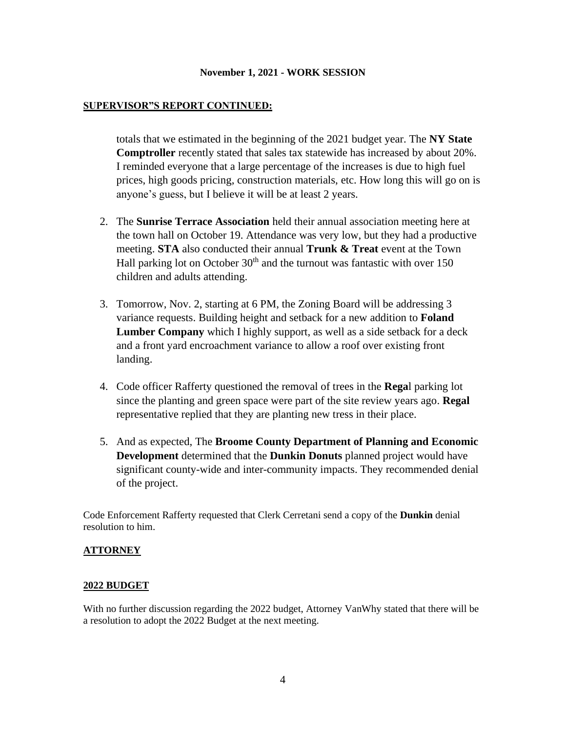**November 1, 2021 - WORK SESSION**

## SUPERVISOR"S REPORT CONTINUED:

totals that we estimated in the beginning of the 2021 budget year. The **NY State Comptroller** recently stated that sales tax statewide has increased by about 20%. I reminded everyone that a large percentage of the increases is due to high fuel prices, high goods pricing, construction materials, etc. How long this will go on is anyone's guess, but I believe it will be at least 2 years.

2. The **Sunrise Terrace Association** held their annual association meeting here at the town hall on October 19. Attendance was very low, but they had a productive meeting. **STA** also conducted their annual **Trunk & Treat** event at the Town Hall parking lot on October 30th and the turnout was fantastic with over 150 children and adults attending.

3. Tomorrow, Nov. 2, starting at 6 PM, the Zoning Board will be addressing 3 variance requests. Building height and setback for a new addition to **Foland Lumber Company** which I highly support, as well as a side setback for a deck and a front yard encroachment variance to allow a roof over existing front landing.

4. Code officer Rafferty questioned the removal of trees in the **Rega**l parking lot since the planting and green space were part of the site review years ago. **Regal** representative replied that they are planting new tress in their place.

5. And as expected, The **Broome County Department of Planning and Economic Development** determined that the **Dunkin Donuts** planned project would have significant county-wide and inter-community impacts. They recommended denial of the project.

Code Enforcement Rafferty requested that Clerk Cerretani send a copy of the **Dunkin** denial resolution to him.

## ATTORNEY

## 2022 BUDGET

With no further discussion regarding the 2022 budget, Attorney VanWhy stated that there will be a resolution to adopt the 2022 Budget at the next meeting.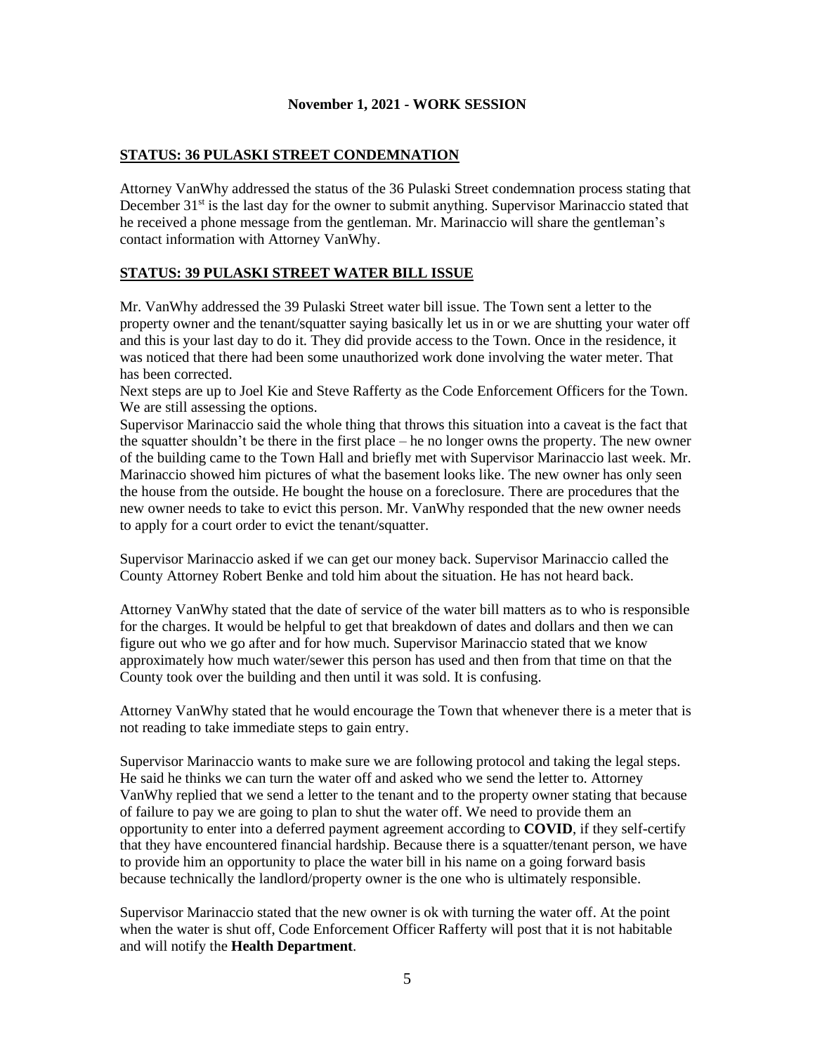**November 1, 2021 - WORK SESSION**

**STATUS: 36 PULASKI STREET CONDEMNATION**

Attorney VanWhy addressed the status of the 36 Pulaski Street condemnation process stating that December 31st is the last day for the owner to submit anything. Supervisor Marinaccio stated that he received a phone message from the gentleman. Mr. Marinaccio will share the gentleman's contact information with Attorney VanWhy.

**STATUS: 39 PULASKI STREET WATER BILL ISSUE**

Mr. VanWhy addressed the 39 Pulaski Street water bill issue. The Town sent a letter to the property owner and the tenant/squatter saying basically let us in or we are shutting your water off and this is your last day to do it. They did provide access to the Town. Once in the residence, it was noticed that there had been some unauthorized work done involving the water meter. That has been corrected.

Next steps are up to Joel Kie and Steve Rafferty as the Code Enforcement Officers for the Town. We are still assessing the options.

Supervisor Marinaccio said the whole thing that throws this situation into a caveat is the fact that the squatter shouldn't be there in the first place – he no longer owns the property. The new owner of the building came to the Town Hall and briefly met with Supervisor Marinaccio last week. Mr. Marinaccio showed him pictures of what the basement looks like. The new owner has only seen the house from the outside. He bought the house on a foreclosure. There are procedures that the new owner needs to take to evict this person. Mr. VanWhy responded that the new owner needs to apply for a court order to evict the tenant/squatter.

Supervisor Marinaccio asked if we can get our money back. Supervisor Marinaccio called the County Attorney Robert Benke and told him about the situation. He has not heard back.

Attorney VanWhy stated that the date of service of the water bill matters as to who is responsible for the charges. It would be helpful to get that breakdown of dates and dollars and then we can figure out who we go after and for how much. Supervisor Marinaccio stated that we know approximately how much water/sewer this person has used and then from that time on that the County took over the building and then until it was sold. It is confusing.

Attorney VanWhy stated that he would encourage the Town that whenever there is a meter that is not reading to take immediate steps to gain entry.

Supervisor Marinaccio wants to make sure we are following protocol and taking the legal steps. He said he thinks we can turn the water off and asked who we send the letter to. Attorney VanWhy replied that we send a letter to the tenant and to the property owner stating that because of failure to pay we are going to plan to shut the water off. We need to provide them an opportunity to enter into a deferred payment agreement according to **COVID**, if they self-certify that they have encountered financial hardship. Because there is a squatter/tenant person, we have to provide him an opportunity to place the water bill in his name on a going forward basis because technically the landlord/property owner is the one who is ultimately responsible.

Supervisor Marinaccio stated that the new owner is ok with turning the water off. At the point when the water is shut off, Code Enforcement Officer Rafferty will post that it is not habitable and will notify the **Health Department**.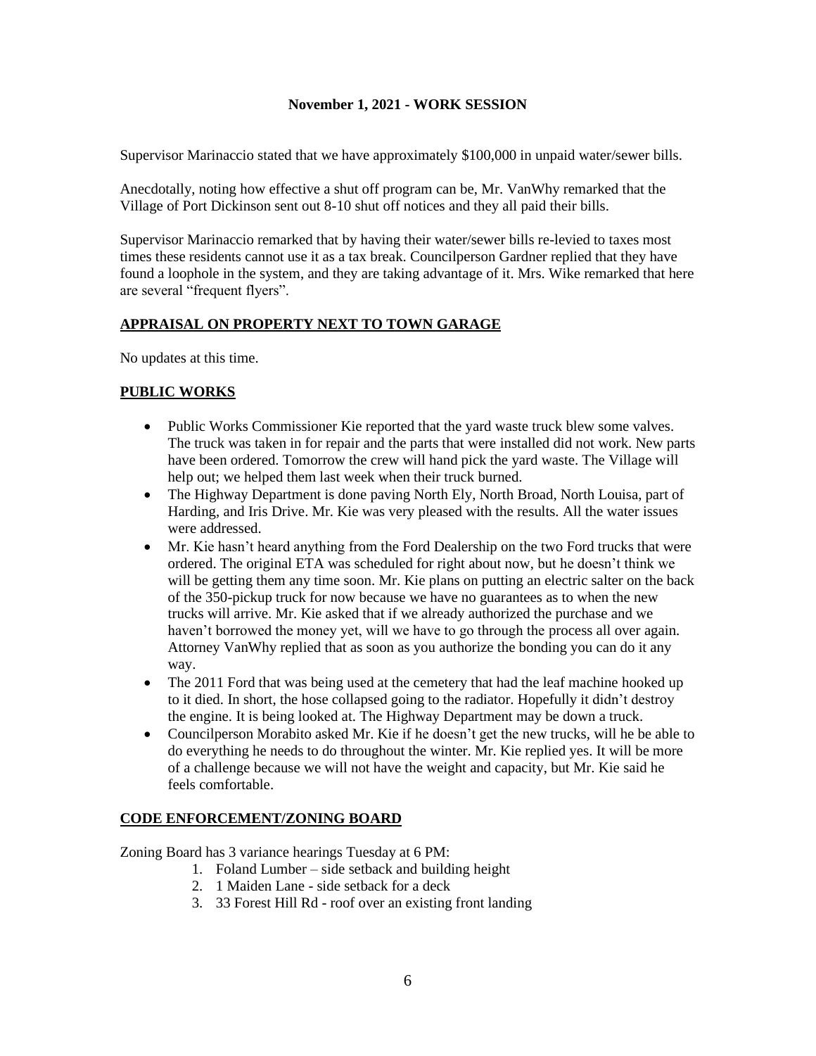**November 1, 2021 - WORK SESSION**

Supervisor Marinaccio stated that we have approximately $100,000 in unpaid water/sewer bills.

Anecdotally, noting how effective a shut off program can be, Mr. VanWhy remarked that the Village of Port Dickinson sent out 8-10 shut off notices and they all paid their bills.

Supervisor Marinaccio remarked that by having their water/sewer bills re-levied to taxes most times these residents cannot use it as a tax break. Councilperson Gardner replied that they have found a loophole in the system, and they are taking advantage of it. Mrs. Wike remarked that here are several "frequent flyers".

## APPRAISAL ON PROPERTY NEXT TO TOWN GARAGE

No updates at this time.

## PUBLIC WORKS

- Public Works Commissioner Kie reported that the yard waste truck blew some valves. The truck was taken in for repair and the parts that were installed did not work. New parts have been ordered. Tomorrow the crew will hand pick the yard waste. The Village will help out; we helped them last week when their truck burned.
- The Highway Department is done paving North Ely, North Broad, North Louisa, part of Harding, and Iris Drive. Mr. Kie was very pleased with the results. All the water issues were addressed.
- Mr. Kie hasn't heard anything from the Ford Dealership on the two Ford trucks that were ordered. The original ETA was scheduled for right about now, but he doesn't think we will be getting them any time soon. Mr. Kie plans on putting an electric salter on the back of the 350-pickup truck for now because we have no guarantees as to when the new trucks will arrive. Mr. Kie asked that if we already authorized the purchase and we haven't borrowed the money yet, will we have to go through the process all over again. Attorney VanWhy replied that as soon as you authorize the bonding you can do it any way.
- The 2011 Ford that was being used at the cemetery that had the leaf machine hooked up to it died. In short, the hose collapsed going to the radiator. Hopefully it didn't destroy the engine. It is being looked at. The Highway Department may be down a truck.
- Councilperson Morabito asked Mr. Kie if he doesn't get the new trucks, will he be able to do everything he needs to do throughout the winter. Mr. Kie replied yes. It will be more of a challenge because we will not have the weight and capacity, but Mr. Kie said he feels comfortable.

## CODE ENFORCEMENT/ZONING BOARD

Zoning Board has 3 variance hearings Tuesday at 6 PM:

1. Foland Lumber – side setback and building height
2. 1 Maiden Lane - side setback for a deck
3. 33 Forest Hill Rd - roof over an existing front landing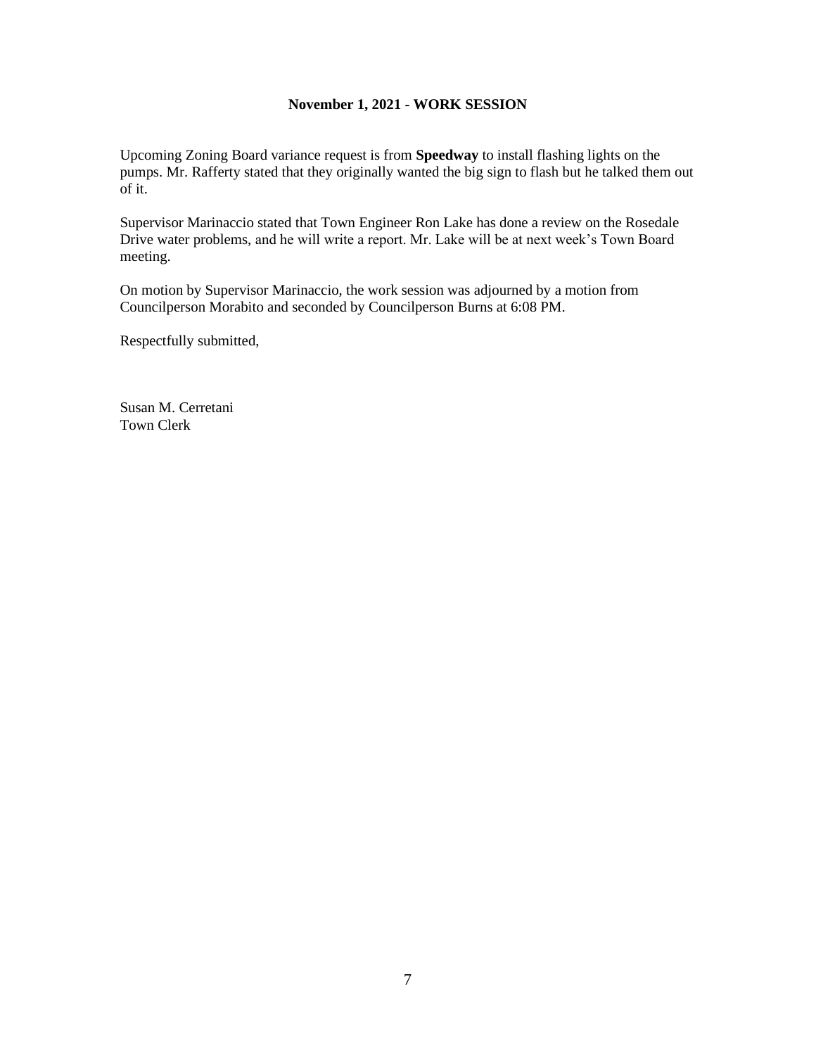**November 1, 2021 - WORK SESSION**

Upcoming Zoning Board variance request is from **Speedway** to install flashing lights on the pumps. Mr. Rafferty stated that they originally wanted the big sign to flash but he talked them out of it.

Supervisor Marinaccio stated that Town Engineer Ron Lake has done a review on the Rosedale Drive water problems, and he will write a report. Mr. Lake will be at next week's Town Board meeting.

On motion by Supervisor Marinaccio, the work session was adjourned by a motion from Councilperson Morabito and seconded by Councilperson Burns at 6:08 PM.

Respectfully submitted,

Susan M. Cerretani
Town Clerk